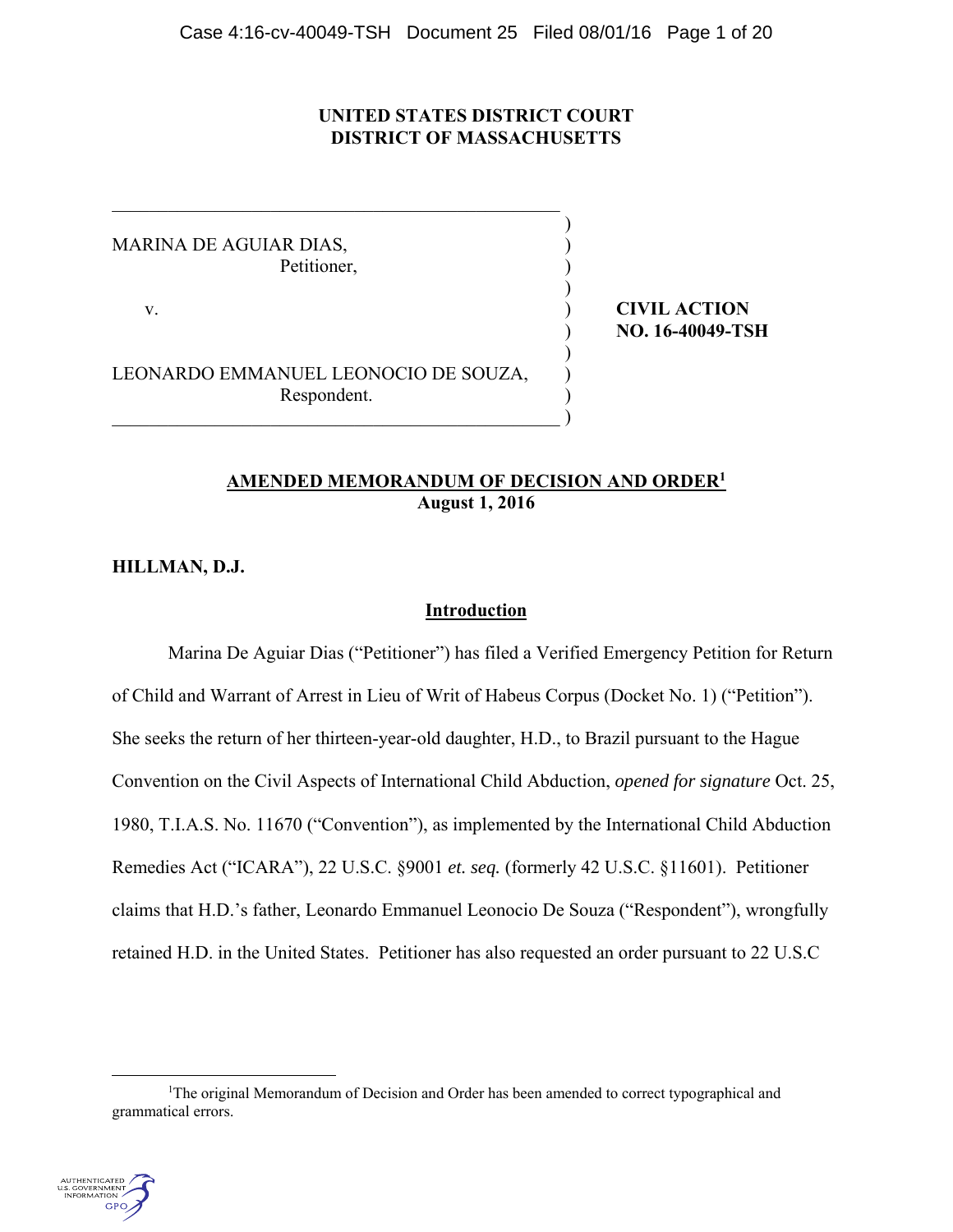**UNITED STATES DISTRICT COURT**
**DISTRICT OF MASSACHUSETTS**

| | |
|---|---|
| MARINA DE AGUIAR DIAS, Petitioner, | |
| v. | **CIVIL ACTION NO. 16-40049-TSH** |
| LEONARDO EMMANUEL LEONOCIO DE SOUZA, Respondent. | |

## AMENDED MEMORANDUM OF DECISION AND ORDER[1]

**August 1, 2016**

**HILLMAN, D.J.**

### Introduction

Marina De Aguiar Dias ("Petitioner") has filed a Verified Emergency Petition for Return of Child and Warrant of Arrest in Lieu of Writ of Habeus Corpus (Docket No. 1) ("Petition"). She seeks the return of her thirteen-year-old daughter, H.D., to Brazil pursuant to the Hague Convention on the Civil Aspects of International Child Abduction, *opened for signature* Oct. 25, 1980, T.I.A.S. No. 11670 ("Convention"), as implemented by the International Child Abduction Remedies Act ("ICARA"), 22 U.S.C. §9001 *et. seq.* (formerly 42 U.S.C. §11601). Petitioner claims that H.D.'s father, Leonardo Emmanuel Leonocio De Souza ("Respondent"), wrongfully retained H.D. in the United States. Petitioner has also requested an order pursuant to 22 U.S.C

[1]The original Memorandum of Decision and Order has been amended to correct typographical and grammatical errors.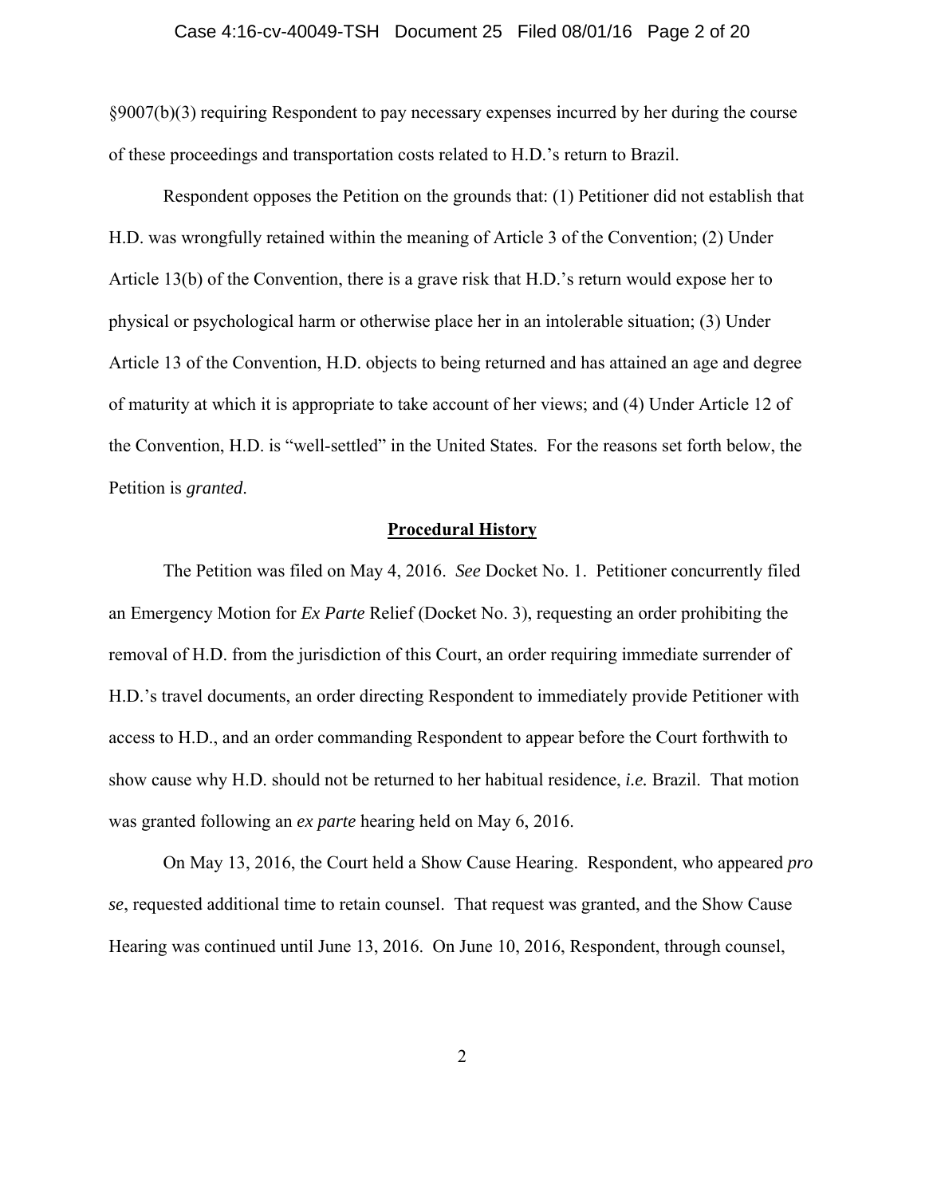§9007(b)(3) requiring Respondent to pay necessary expenses incurred by her during the course of these proceedings and transportation costs related to H.D.'s return to Brazil.

Respondent opposes the Petition on the grounds that: (1) Petitioner did not establish that H.D. was wrongfully retained within the meaning of Article 3 of the Convention; (2) Under Article 13(b) of the Convention, there is a grave risk that H.D.'s return would expose her to physical or psychological harm or otherwise place her in an intolerable situation; (3) Under Article 13 of the Convention, H.D. objects to being returned and has attained an age and degree of maturity at which it is appropriate to take account of her views; and (4) Under Article 12 of the Convention, H.D. is "well-settled" in the United States. For the reasons set forth below, the Petition is *granted*.

## Procedural History

The Petition was filed on May 4, 2016. *See* Docket No. 1. Petitioner concurrently filed an Emergency Motion for *Ex Parte* Relief (Docket No. 3), requesting an order prohibiting the removal of H.D. from the jurisdiction of this Court, an order requiring immediate surrender of H.D.'s travel documents, an order directing Respondent to immediately provide Petitioner with access to H.D., and an order commanding Respondent to appear before the Court forthwith to show cause why H.D. should not be returned to her habitual residence, *i.e.* Brazil. That motion was granted following an *ex parte* hearing held on May 6, 2016.

On May 13, 2016, the Court held a Show Cause Hearing. Respondent, who appeared *pro se*, requested additional time to retain counsel. That request was granted, and the Show Cause Hearing was continued until June 13, 2016. On June 10, 2016, Respondent, through counsel,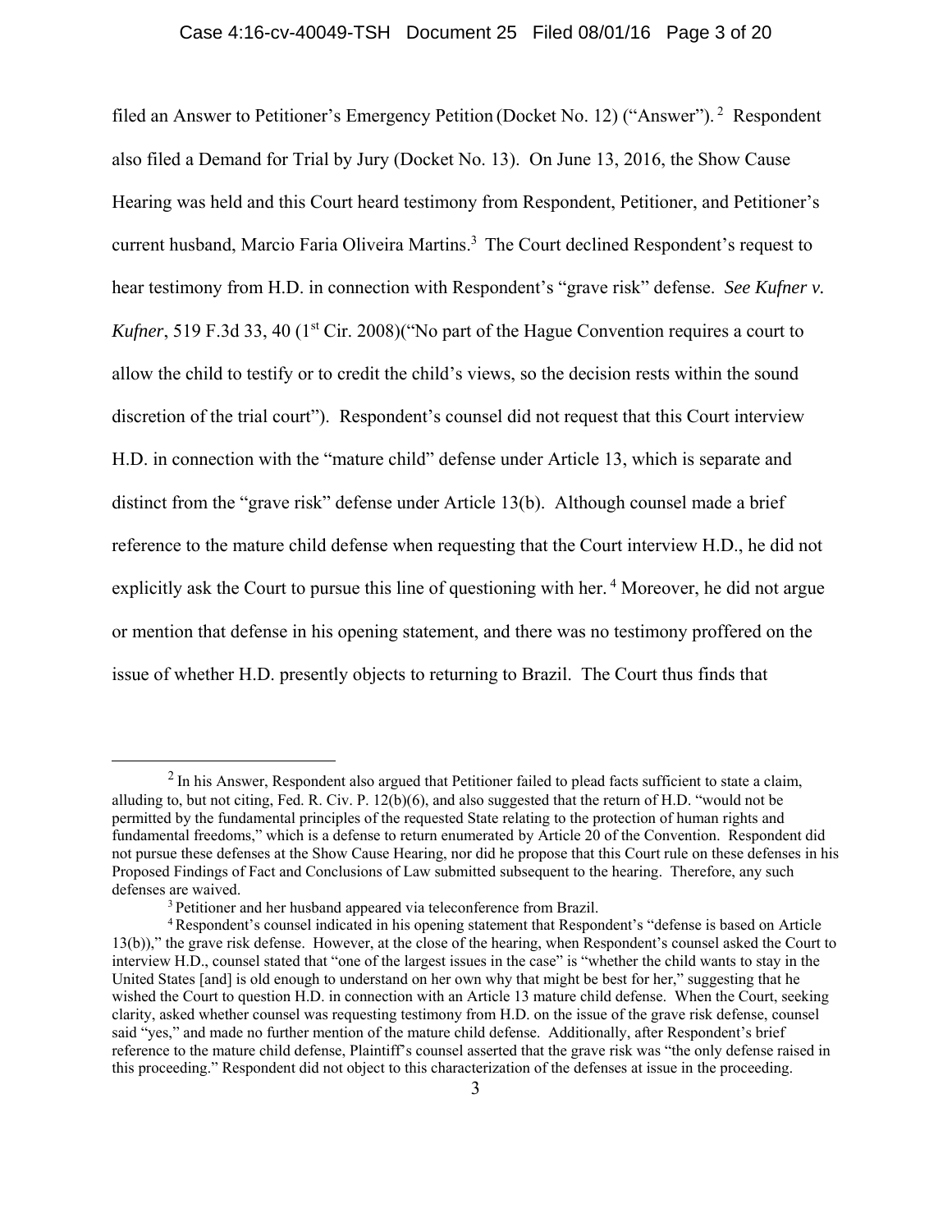filed an Answer to Petitioner's Emergency Petition (Docket No. 12) ("Answer").[2] Respondent also filed a Demand for Trial by Jury (Docket No. 13). On June 13, 2016, the Show Cause Hearing was held and this Court heard testimony from Respondent, Petitioner, and Petitioner's current husband, Marcio Faria Oliveira Martins.[3] The Court declined Respondent's request to hear testimony from H.D. in connection with Respondent's "grave risk" defense. *See Kufner v. Kufner*, 519 F.3d 33, 40 (1st Cir. 2008)("No part of the Hague Convention requires a court to allow the child to testify or to credit the child's views, so the decision rests within the sound discretion of the trial court"). Respondent's counsel did not request that this Court interview H.D. in connection with the "mature child" defense under Article 13, which is separate and distinct from the "grave risk" defense under Article 13(b). Although counsel made a brief reference to the mature child defense when requesting that the Court interview H.D., he did not explicitly ask the Court to pursue this line of questioning with her.[4] Moreover, he did not argue or mention that defense in his opening statement, and there was no testimony proffered on the issue of whether H.D. presently objects to returning to Brazil. The Court thus finds that

---

[2] In his Answer, Respondent also argued that Petitioner failed to plead facts sufficient to state a claim, alluding to, but not citing, Fed. R. Civ. P. 12(b)(6), and also suggested that the return of H.D. "would not be permitted by the fundamental principles of the requested State relating to the protection of human rights and fundamental freedoms," which is a defense to return enumerated by Article 20 of the Convention. Respondent did not pursue these defenses at the Show Cause Hearing, nor did he propose that this Court rule on these defenses in his Proposed Findings of Fact and Conclusions of Law submitted subsequent to the hearing. Therefore, any such defenses are waived.

[3] Petitioner and her husband appeared via teleconference from Brazil.

[4] Respondent's counsel indicated in his opening statement that Respondent's "defense is based on Article 13(b))," the grave risk defense. However, at the close of the hearing, when Respondent's counsel asked the Court to interview H.D., counsel stated that "one of the largest issues in the case" is "whether the child wants to stay in the United States [and] is old enough to understand on her own why that might be best for her," suggesting that he wished the Court to question H.D. in connection with an Article 13 mature child defense. When the Court, seeking clarity, asked whether counsel was requesting testimony from H.D. on the issue of the grave risk defense, counsel said "yes," and made no further mention of the mature child defense. Additionally, after Respondent's brief reference to the mature child defense, Plaintiff's counsel asserted that the grave risk was "the only defense raised in this proceeding." Respondent did not object to this characterization of the defenses at issue in the proceeding.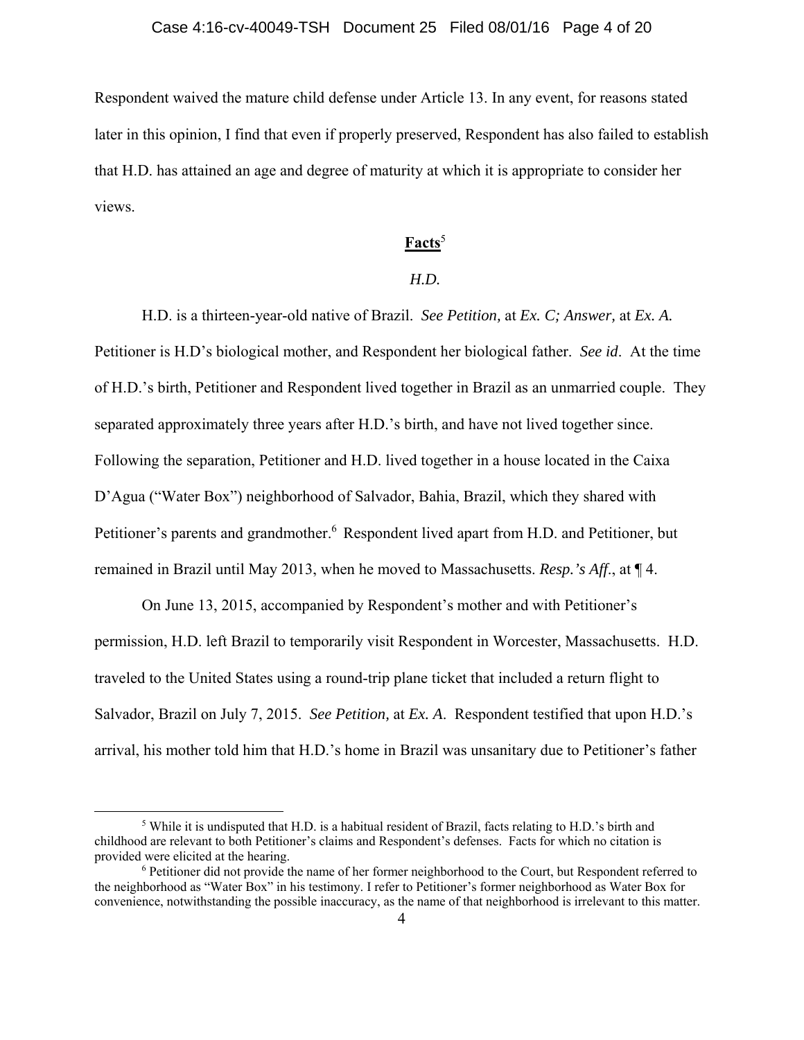Respondent waived the mature child defense under Article 13. In any event, for reasons stated later in this opinion, I find that even if properly preserved, Respondent has also failed to establish that H.D. has attained an age and degree of maturity at which it is appropriate to consider her views.

## **Facts**[5]

### *H.D.*

H.D. is a thirteen-year-old native of Brazil. *See Petition,* at *Ex. C; Answer,* at *Ex. A.* Petitioner is H.D's biological mother, and Respondent her biological father. *See id*. At the time of H.D.'s birth, Petitioner and Respondent lived together in Brazil as an unmarried couple. They separated approximately three years after H.D.'s birth, and have not lived together since. Following the separation, Petitioner and H.D. lived together in a house located in the Caixa D'Agua ("Water Box") neighborhood of Salvador, Bahia, Brazil, which they shared with Petitioner's parents and grandmother.[6] Respondent lived apart from H.D. and Petitioner, but remained in Brazil until May 2013, when he moved to Massachusetts. *Resp.'s Aff*., at ¶ 4.

On June 13, 2015, accompanied by Respondent's mother and with Petitioner's permission, H.D. left Brazil to temporarily visit Respondent in Worcester, Massachusetts. H.D. traveled to the United States using a round-trip plane ticket that included a return flight to Salvador, Brazil on July 7, 2015. *See Petition,* at *Ex. A*. Respondent testified that upon H.D.'s arrival, his mother told him that H.D.'s home in Brazil was unsanitary due to Petitioner's father

---

[5] While it is undisputed that H.D. is a habitual resident of Brazil, facts relating to H.D.'s birth and childhood are relevant to both Petitioner's claims and Respondent's defenses. Facts for which no citation is provided were elicited at the hearing.

[6] Petitioner did not provide the name of her former neighborhood to the Court, but Respondent referred to the neighborhood as "Water Box" in his testimony. I refer to Petitioner's former neighborhood as Water Box for convenience, notwithstanding the possible inaccuracy, as the name of that neighborhood is irrelevant to this matter.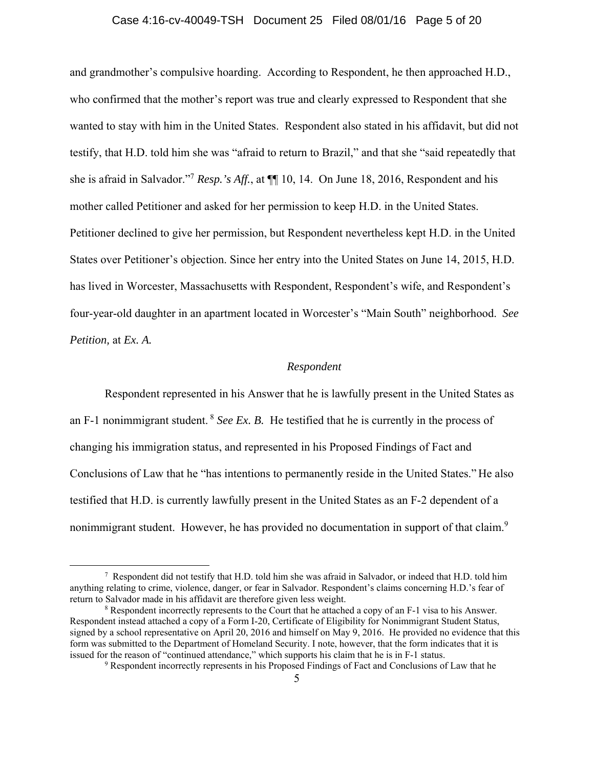and grandmother's compulsive hoarding. According to Respondent, he then approached H.D., who confirmed that the mother's report was true and clearly expressed to Respondent that she wanted to stay with him in the United States. Respondent also stated in his affidavit, but did not testify, that H.D. told him she was "afraid to return to Brazil," and that she "said repeatedly that she is afraid in Salvador."[7] *Resp.'s Aff.*, at ¶¶ 10, 14. On June 18, 2016, Respondent and his mother called Petitioner and asked for her permission to keep H.D. in the United States. Petitioner declined to give her permission, but Respondent nevertheless kept H.D. in the United States over Petitioner's objection. Since her entry into the United States on June 14, 2015, H.D. has lived in Worcester, Massachusetts with Respondent, Respondent's wife, and Respondent's four-year-old daughter in an apartment located in Worcester's "Main South" neighborhood. *See Petition,* at *Ex. A.*

*Respondent*

Respondent represented in his Answer that he is lawfully present in the United States as an F-1 nonimmigrant student.[8] *See Ex. B.* He testified that he is currently in the process of changing his immigration status, and represented in his Proposed Findings of Fact and Conclusions of Law that he "has intentions to permanently reside in the United States." He also testified that H.D. is currently lawfully present in the United States as an F-2 dependent of a nonimmigrant student. However, he has provided no documentation in support of that claim.[9]

---

[7] Respondent did not testify that H.D. told him she was afraid in Salvador, or indeed that H.D. told him anything relating to crime, violence, danger, or fear in Salvador. Respondent's claims concerning H.D.'s fear of return to Salvador made in his affidavit are therefore given less weight.

[8] Respondent incorrectly represents to the Court that he attached a copy of an F-1 visa to his Answer. Respondent instead attached a copy of a Form I-20, Certificate of Eligibility for Nonimmigrant Student Status, signed by a school representative on April 20, 2016 and himself on May 9, 2016. He provided no evidence that this form was submitted to the Department of Homeland Security. I note, however, that the form indicates that it is issued for the reason of "continued attendance," which supports his claim that he is in F-1 status.

[9] Respondent incorrectly represents in his Proposed Findings of Fact and Conclusions of Law that he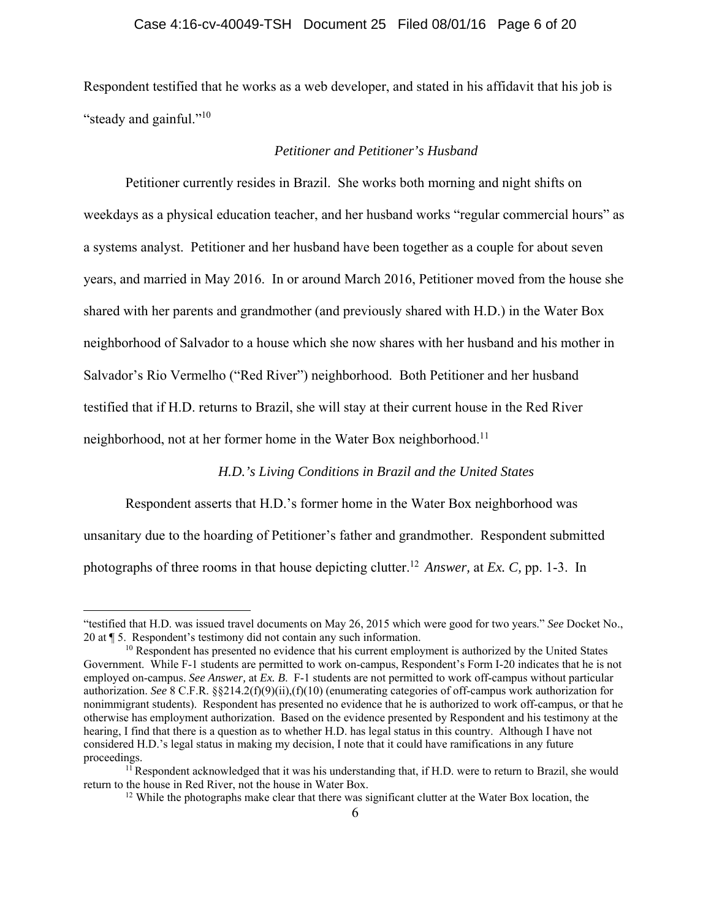Respondent testified that he works as a web developer, and stated in his affidavit that his job is "steady and gainful."[10]

*Petitioner and Petitioner's Husband*

Petitioner currently resides in Brazil. She works both morning and night shifts on weekdays as a physical education teacher, and her husband works "regular commercial hours" as a systems analyst. Petitioner and her husband have been together as a couple for about seven years, and married in May 2016. In or around March 2016, Petitioner moved from the house she shared with her parents and grandmother (and previously shared with H.D.) in the Water Box neighborhood of Salvador to a house which she now shares with her husband and his mother in Salvador's Rio Vermelho ("Red River") neighborhood. Both Petitioner and her husband testified that if H.D. returns to Brazil, she will stay at their current house in the Red River neighborhood, not at her former home in the Water Box neighborhood.[11]

*H.D.'s Living Conditions in Brazil and the United States*

Respondent asserts that H.D.'s former home in the Water Box neighborhood was unsanitary due to the hoarding of Petitioner's father and grandmother. Respondent submitted photographs of three rooms in that house depicting clutter.[12] *Answer,* at *Ex. C,* pp. 1-3. In

---

"testified that H.D. was issued travel documents on May 26, 2015 which were good for two years." *See* Docket No., 20 at ¶ 5. Respondent's testimony did not contain any such information.

[10] Respondent has presented no evidence that his current employment is authorized by the United States Government. While F-1 students are permitted to work on-campus, Respondent's Form I-20 indicates that he is not employed on-campus. *See Answer,* at *Ex. B.* F-1 students are not permitted to work off-campus without particular authorization. *See* 8 C.F.R. §§214.2(f)(9)(ii),(f)(10) (enumerating categories of off-campus work authorization for nonimmigrant students). Respondent has presented no evidence that he is authorized to work off-campus, or that he otherwise has employment authorization. Based on the evidence presented by Respondent and his testimony at the hearing, I find that there is a question as to whether H.D. has legal status in this country. Although I have not considered H.D.'s legal status in making my decision, I note that it could have ramifications in any future proceedings.

[11] Respondent acknowledged that it was his understanding that, if H.D. were to return to Brazil, she would return to the house in Red River, not the house in Water Box.

[12] While the photographs make clear that there was significant clutter at the Water Box location, the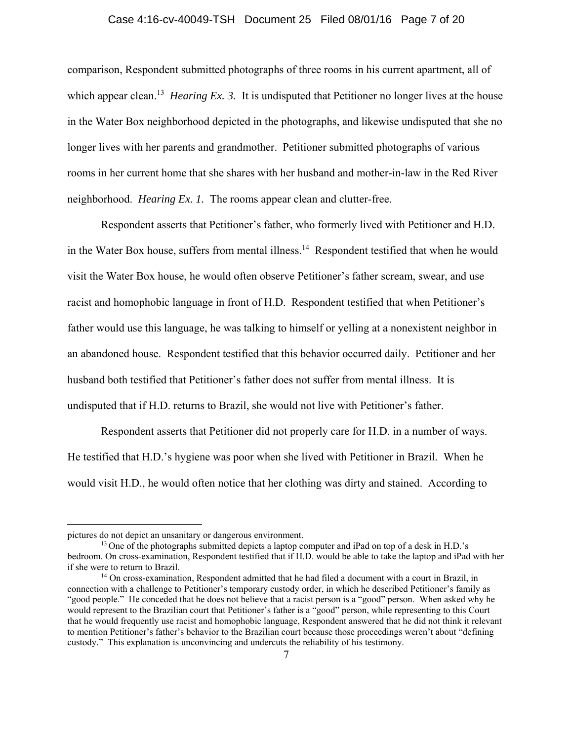comparison, Respondent submitted photographs of three rooms in his current apartment, all of which appear clean.[13] *Hearing Ex. 3.* It is undisputed that Petitioner no longer lives at the house in the Water Box neighborhood depicted in the photographs, and likewise undisputed that she no longer lives with her parents and grandmother. Petitioner submitted photographs of various rooms in her current home that she shares with her husband and mother-in-law in the Red River neighborhood. *Hearing Ex. 1.* The rooms appear clean and clutter-free.

Respondent asserts that Petitioner's father, who formerly lived with Petitioner and H.D. in the Water Box house, suffers from mental illness.[14] Respondent testified that when he would visit the Water Box house, he would often observe Petitioner's father scream, swear, and use racist and homophobic language in front of H.D. Respondent testified that when Petitioner's father would use this language, he was talking to himself or yelling at a nonexistent neighbor in an abandoned house. Respondent testified that this behavior occurred daily. Petitioner and her husband both testified that Petitioner's father does not suffer from mental illness. It is undisputed that if H.D. returns to Brazil, she would not live with Petitioner's father.

Respondent asserts that Petitioner did not properly care for H.D. in a number of ways. He testified that H.D.'s hygiene was poor when she lived with Petitioner in Brazil. When he would visit H.D., he would often notice that her clothing was dirty and stained. According to

---

pictures do not depict an unsanitary or dangerous environment.

[13] One of the photographs submitted depicts a laptop computer and iPad on top of a desk in H.D.'s bedroom. On cross-examination, Respondent testified that if H.D. would be able to take the laptop and iPad with her if she were to return to Brazil.

[14] On cross-examination, Respondent admitted that he had filed a document with a court in Brazil, in connection with a challenge to Petitioner's temporary custody order, in which he described Petitioner's family as "good people." He conceded that he does not believe that a racist person is a "good" person. When asked why he would represent to the Brazilian court that Petitioner's father is a "good" person, while representing to this Court that he would frequently use racist and homophobic language, Respondent answered that he did not think it relevant to mention Petitioner's father's behavior to the Brazilian court because those proceedings weren't about "defining custody." This explanation is unconvincing and undercuts the reliability of his testimony.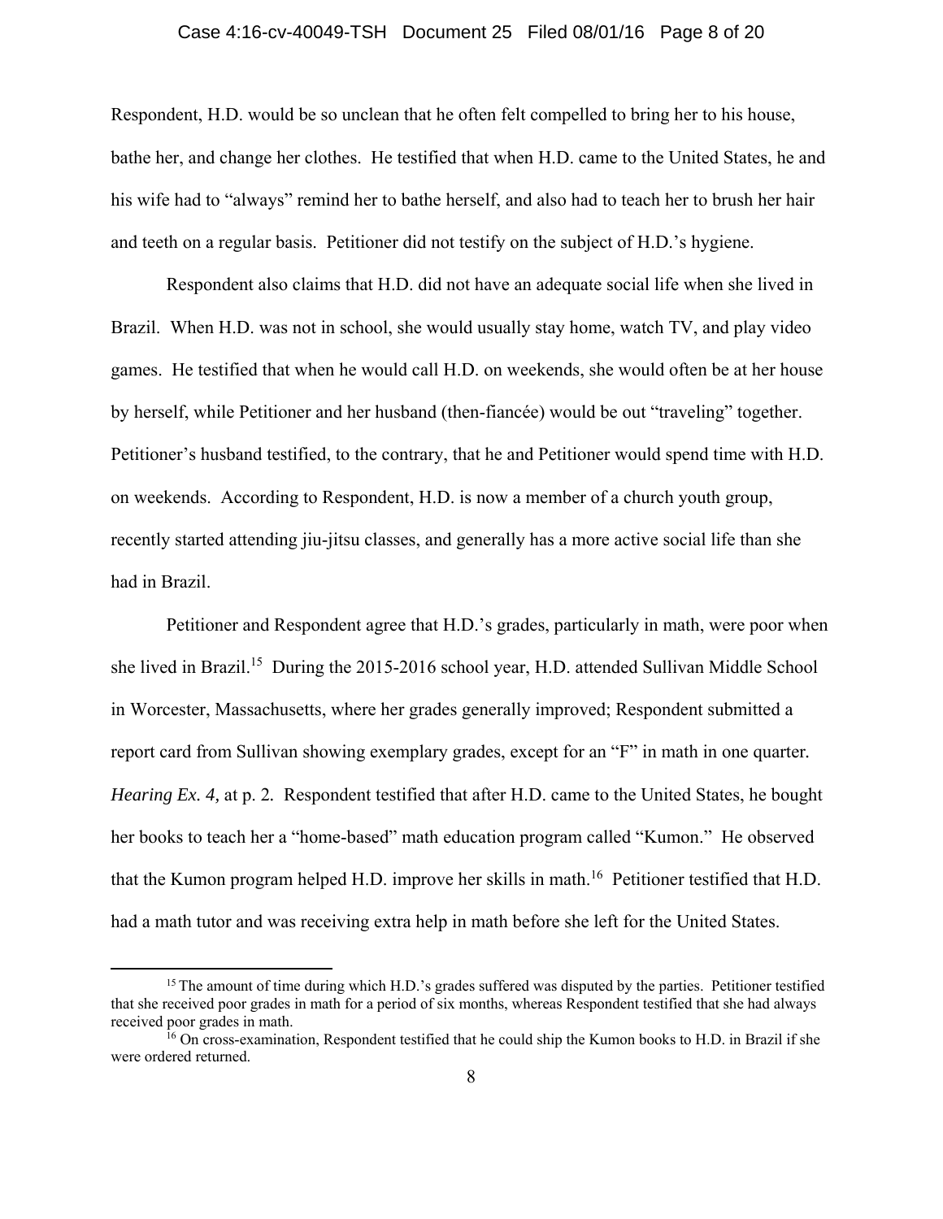Respondent, H.D. would be so unclean that he often felt compelled to bring her to his house, bathe her, and change her clothes. He testified that when H.D. came to the United States, he and his wife had to "always" remind her to bathe herself, and also had to teach her to brush her hair and teeth on a regular basis. Petitioner did not testify on the subject of H.D.'s hygiene.

Respondent also claims that H.D. did not have an adequate social life when she lived in Brazil. When H.D. was not in school, she would usually stay home, watch TV, and play video games. He testified that when he would call H.D. on weekends, she would often be at her house by herself, while Petitioner and her husband (then-fiancée) would be out "traveling" together. Petitioner's husband testified, to the contrary, that he and Petitioner would spend time with H.D. on weekends. According to Respondent, H.D. is now a member of a church youth group, recently started attending jiu-jitsu classes, and generally has a more active social life than she had in Brazil.

Petitioner and Respondent agree that H.D.'s grades, particularly in math, were poor when she lived in Brazil.[15] During the 2015-2016 school year, H.D. attended Sullivan Middle School in Worcester, Massachusetts, where her grades generally improved; Respondent submitted a report card from Sullivan showing exemplary grades, except for an "F" in math in one quarter. *Hearing Ex. 4,* at p. 2. Respondent testified that after H.D. came to the United States, he bought her books to teach her a "home-based" math education program called "Kumon." He observed that the Kumon program helped H.D. improve her skills in math.[16] Petitioner testified that H.D. had a math tutor and was receiving extra help in math before she left for the United States.

---

[15] The amount of time during which H.D.'s grades suffered was disputed by the parties. Petitioner testified that she received poor grades in math for a period of six months, whereas Respondent testified that she had always received poor grades in math.

[16] On cross-examination, Respondent testified that he could ship the Kumon books to H.D. in Brazil if she were ordered returned.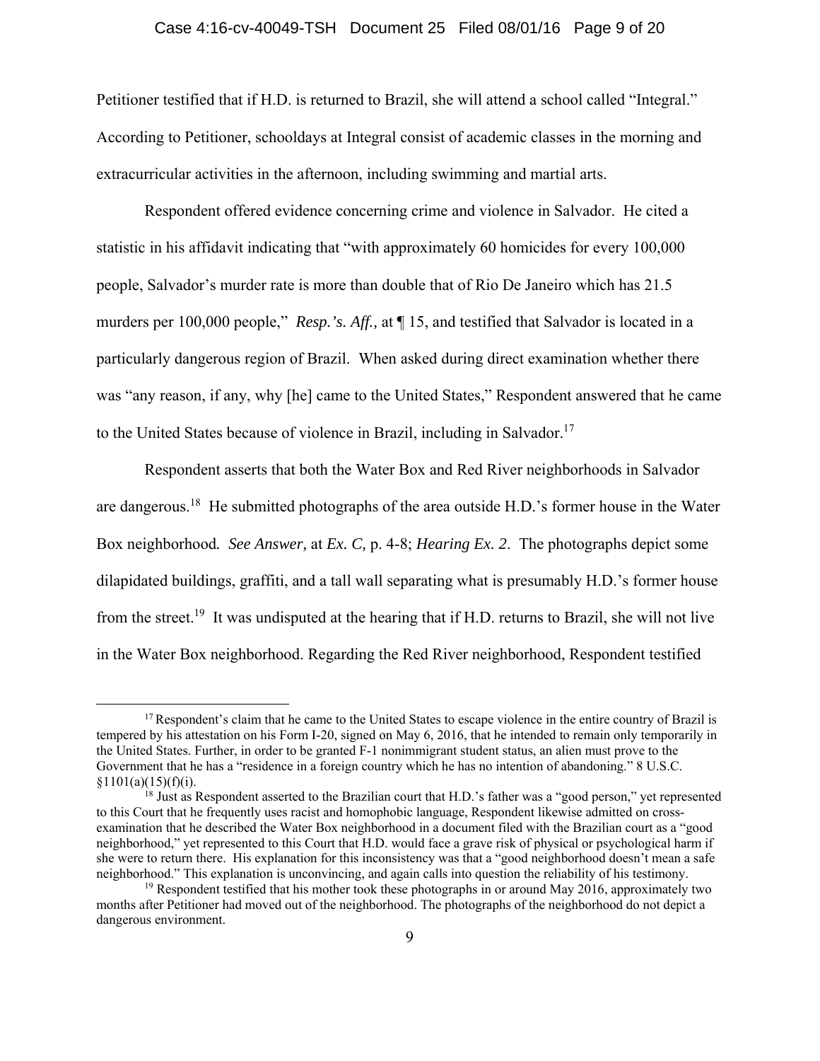Petitioner testified that if H.D. is returned to Brazil, she will attend a school called "Integral." According to Petitioner, schooldays at Integral consist of academic classes in the morning and extracurricular activities in the afternoon, including swimming and martial arts.

Respondent offered evidence concerning crime and violence in Salvador. He cited a statistic in his affidavit indicating that "with approximately 60 homicides for every 100,000 people, Salvador's murder rate is more than double that of Rio De Janeiro which has 21.5 murders per 100,000 people," *Resp.'s. Aff.,* at ¶ 15, and testified that Salvador is located in a particularly dangerous region of Brazil. When asked during direct examination whether there was "any reason, if any, why [he] came to the United States," Respondent answered that he came to the United States because of violence in Brazil, including in Salvador.[17]

Respondent asserts that both the Water Box and Red River neighborhoods in Salvador are dangerous.[18] He submitted photographs of the area outside H.D.'s former house in the Water Box neighborhood*. See Answer,* at *Ex. C,* p. 4-8; *Hearing Ex. 2*. The photographs depict some dilapidated buildings, graffiti, and a tall wall separating what is presumably H.D.'s former house from the street.[19] It was undisputed at the hearing that if H.D. returns to Brazil, she will not live in the Water Box neighborhood. Regarding the Red River neighborhood, Respondent testified

---

[17] Respondent's claim that he came to the United States to escape violence in the entire country of Brazil is tempered by his attestation on his Form I-20, signed on May 6, 2016, that he intended to remain only temporarily in the United States. Further, in order to be granted F-1 nonimmigrant student status, an alien must prove to the Government that he has a "residence in a foreign country which he has no intention of abandoning." 8 U.S.C. §1101(a)(15)(f)(i).

[18] Just as Respondent asserted to the Brazilian court that H.D.'s father was a "good person," yet represented to this Court that he frequently uses racist and homophobic language, Respondent likewise admitted on cross-examination that he described the Water Box neighborhood in a document filed with the Brazilian court as a "good neighborhood," yet represented to this Court that H.D. would face a grave risk of physical or psychological harm if she were to return there. His explanation for this inconsistency was that a "good neighborhood doesn't mean a safe neighborhood." This explanation is unconvincing, and again calls into question the reliability of his testimony.

[19] Respondent testified that his mother took these photographs in or around May 2016, approximately two months after Petitioner had moved out of the neighborhood. The photographs of the neighborhood do not depict a dangerous environment.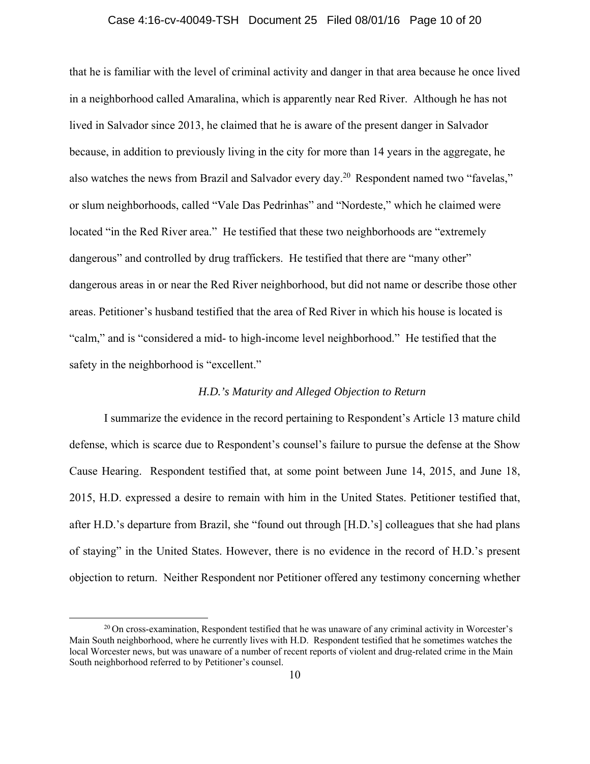that he is familiar with the level of criminal activity and danger in that area because he once lived in a neighborhood called Amaralina, which is apparently near Red River. Although he has not lived in Salvador since 2013, he claimed that he is aware of the present danger in Salvador because, in addition to previously living in the city for more than 14 years in the aggregate, he also watches the news from Brazil and Salvador every day.[20] Respondent named two "favelas," or slum neighborhoods, called "Vale Das Pedrinhas" and "Nordeste," which he claimed were located "in the Red River area." He testified that these two neighborhoods are "extremely dangerous" and controlled by drug traffickers. He testified that there are "many other" dangerous areas in or near the Red River neighborhood, but did not name or describe those other areas. Petitioner's husband testified that the area of Red River in which his house is located is "calm," and is "considered a mid- to high-income level neighborhood." He testified that the safety in the neighborhood is "excellent."

*H.D.'s Maturity and Alleged Objection to Return*

I summarize the evidence in the record pertaining to Respondent's Article 13 mature child defense, which is scarce due to Respondent's counsel's failure to pursue the defense at the Show Cause Hearing. Respondent testified that, at some point between June 14, 2015, and June 18, 2015, H.D. expressed a desire to remain with him in the United States. Petitioner testified that, after H.D.'s departure from Brazil, she "found out through [H.D.'s] colleagues that she had plans of staying" in the United States. However, there is no evidence in the record of H.D.'s present objection to return. Neither Respondent nor Petitioner offered any testimony concerning whether

[20] On cross-examination, Respondent testified that he was unaware of any criminal activity in Worcester's Main South neighborhood, where he currently lives with H.D. Respondent testified that he sometimes watches the local Worcester news, but was unaware of a number of recent reports of violent and drug-related crime in the Main South neighborhood referred to by Petitioner's counsel.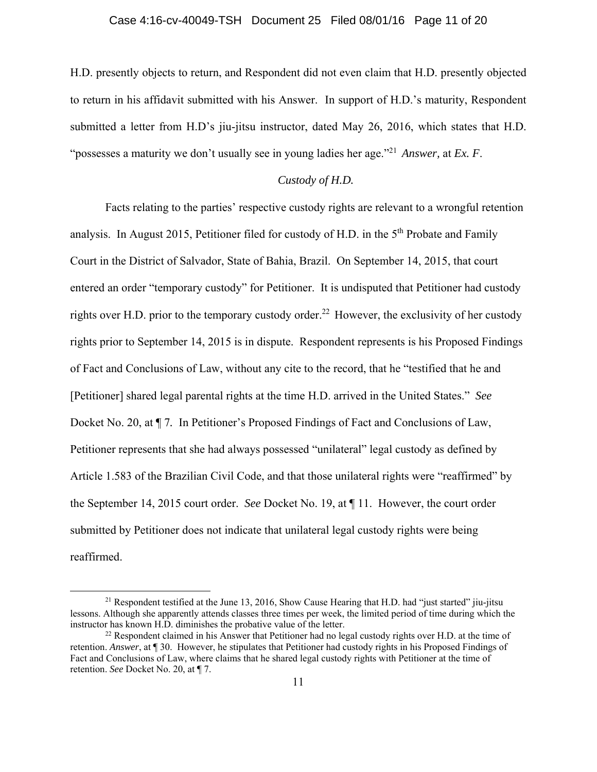H.D. presently objects to return, and Respondent did not even claim that H.D. presently objected to return in his affidavit submitted with his Answer. In support of H.D.'s maturity, Respondent submitted a letter from H.D's jiu-jitsu instructor, dated May 26, 2016, which states that H.D. "possesses a maturity we don't usually see in young ladies her age."[21] *Answer,* at *Ex. F*.

*Custody of H.D.*

Facts relating to the parties' respective custody rights are relevant to a wrongful retention analysis. In August 2015, Petitioner filed for custody of H.D. in the 5th Probate and Family Court in the District of Salvador, State of Bahia, Brazil. On September 14, 2015, that court entered an order "temporary custody" for Petitioner. It is undisputed that Petitioner had custody rights over H.D. prior to the temporary custody order.[22] However, the exclusivity of her custody rights prior to September 14, 2015 is in dispute. Respondent represents is his Proposed Findings of Fact and Conclusions of Law, without any cite to the record, that he "testified that he and [Petitioner] shared legal parental rights at the time H.D. arrived in the United States." *See* Docket No. 20, at ¶ 7. In Petitioner's Proposed Findings of Fact and Conclusions of Law, Petitioner represents that she had always possessed "unilateral" legal custody as defined by Article 1.583 of the Brazilian Civil Code, and that those unilateral rights were "reaffirmed" by the September 14, 2015 court order. *See* Docket No. 19, at ¶ 11. However, the court order submitted by Petitioner does not indicate that unilateral legal custody rights were being reaffirmed.

---

[21] Respondent testified at the June 13, 2016, Show Cause Hearing that H.D. had "just started" jiu-jitsu lessons. Although she apparently attends classes three times per week, the limited period of time during which the instructor has known H.D. diminishes the probative value of the letter.

[22] Respondent claimed in his Answer that Petitioner had no legal custody rights over H.D. at the time of retention. *Answer*, at ¶ 30. However, he stipulates that Petitioner had custody rights in his Proposed Findings of Fact and Conclusions of Law, where claims that he shared legal custody rights with Petitioner at the time of retention. *See* Docket No. 20, at ¶ 7.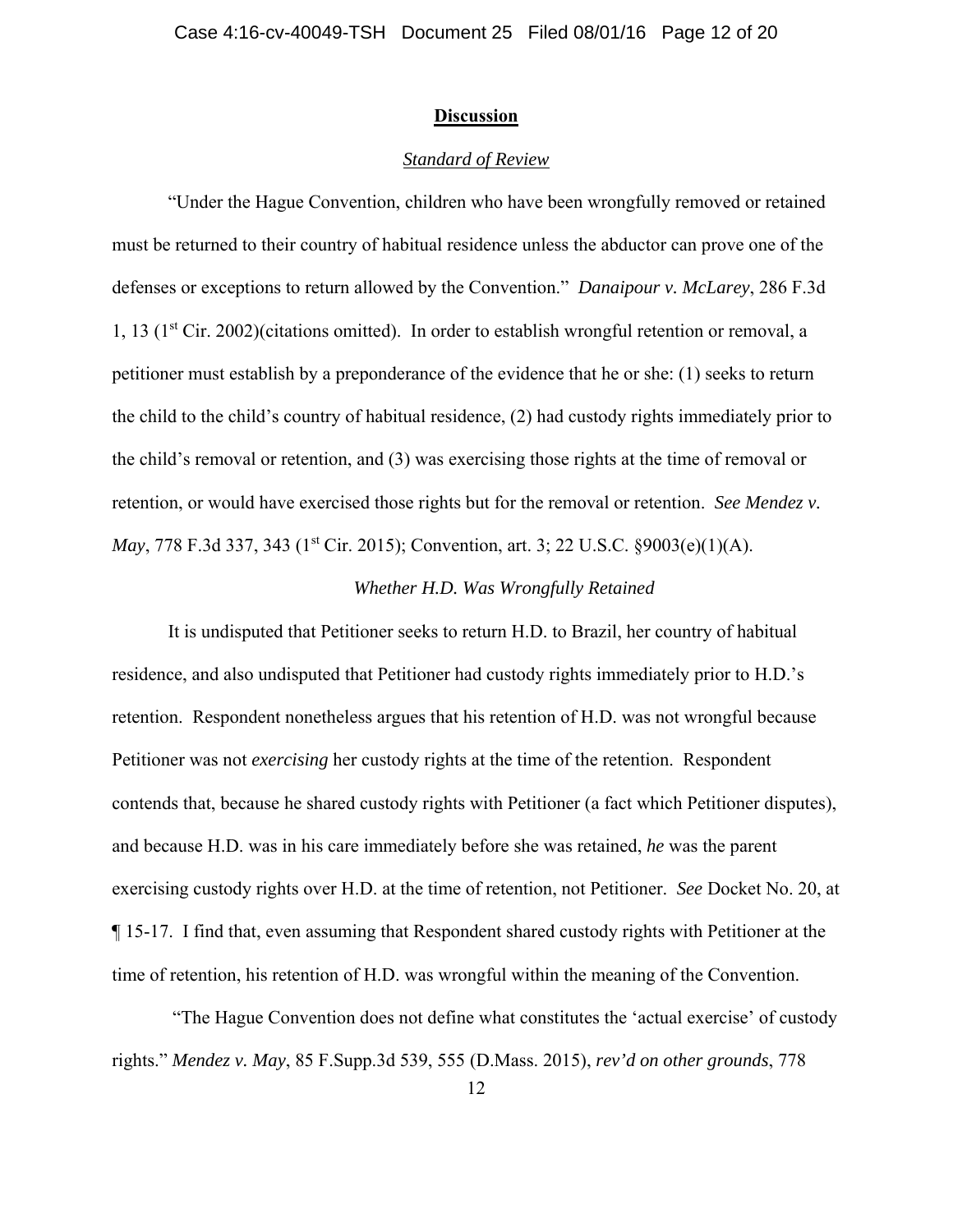## **Discussion**

### *Standard of Review*

"Under the Hague Convention, children who have been wrongfully removed or retained must be returned to their country of habitual residence unless the abductor can prove one of the defenses or exceptions to return allowed by the Convention." *Danaipour v. McLarey*, 286 F.3d 1, 13 (1st Cir. 2002)(citations omitted). In order to establish wrongful retention or removal, a petitioner must establish by a preponderance of the evidence that he or she: (1) seeks to return the child to the child's country of habitual residence, (2) had custody rights immediately prior to the child's removal or retention, and (3) was exercising those rights at the time of removal or retention, or would have exercised those rights but for the removal or retention. *See Mendez v. May*, 778 F.3d 337, 343 (1st Cir. 2015); Convention, art. 3; 22 U.S.C. §9003(e)(1)(A).

### *Whether H.D. Was Wrongfully Retained*

It is undisputed that Petitioner seeks to return H.D. to Brazil, her country of habitual residence, and also undisputed that Petitioner had custody rights immediately prior to H.D.'s retention. Respondent nonetheless argues that his retention of H.D. was not wrongful because Petitioner was not *exercising* her custody rights at the time of the retention. Respondent contends that, because he shared custody rights with Petitioner (a fact which Petitioner disputes), and because H.D. was in his care immediately before she was retained, *he* was the parent exercising custody rights over H.D. at the time of retention, not Petitioner. *See* Docket No. 20, at ¶ 15-17. I find that, even assuming that Respondent shared custody rights with Petitioner at the time of retention, his retention of H.D. was wrongful within the meaning of the Convention.

"The Hague Convention does not define what constitutes the 'actual exercise' of custody rights." *Mendez v. May*, 85 F.Supp.3d 539, 555 (D.Mass. 2015), *rev'd on other grounds*, 778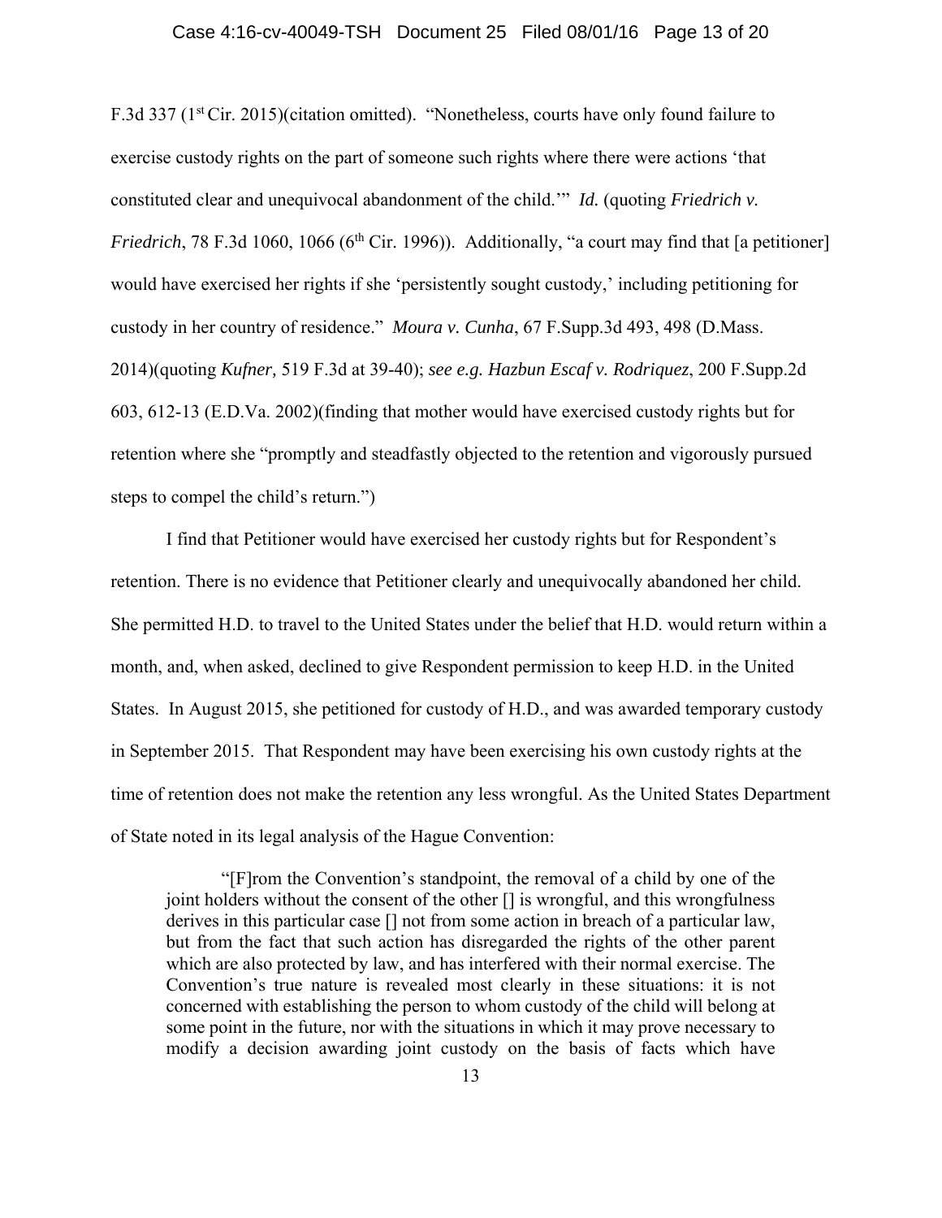F.3d 337 (1st Cir. 2015)(citation omitted). "Nonetheless, courts have only found failure to exercise custody rights on the part of someone such rights where there were actions 'that constituted clear and unequivocal abandonment of the child.'" *Id.* (quoting *Friedrich v. Friedrich*, 78 F.3d 1060, 1066 (6th Cir. 1996)). Additionally, "a court may find that [a petitioner] would have exercised her rights if she 'persistently sought custody,' including petitioning for custody in her country of residence." *Moura v. Cunha*, 67 F.Supp.3d 493, 498 (D.Mass. 2014)(quoting *Kufner,* 519 F.3d at 39-40); *see e.g. Hazbun Escaf v. Rodriquez*, 200 F.Supp.2d 603, 612-13 (E.D.Va. 2002)(finding that mother would have exercised custody rights but for retention where she "promptly and steadfastly objected to the retention and vigorously pursued steps to compel the child's return.")

I find that Petitioner would have exercised her custody rights but for Respondent's retention. There is no evidence that Petitioner clearly and unequivocally abandoned her child. She permitted H.D. to travel to the United States under the belief that H.D. would return within a month, and, when asked, declined to give Respondent permission to keep H.D. in the United States. In August 2015, she petitioned for custody of H.D., and was awarded temporary custody in September 2015. That Respondent may have been exercising his own custody rights at the time of retention does not make the retention any less wrongful. As the United States Department of State noted in its legal analysis of the Hague Convention:

> "[F]rom the Convention's standpoint, the removal of a child by one of the joint holders without the consent of the other [] is wrongful, and this wrongfulness derives in this particular case [] not from some action in breach of a particular law, but from the fact that such action has disregarded the rights of the other parent which are also protected by law, and has interfered with their normal exercise. The Convention's true nature is revealed most clearly in these situations: it is not concerned with establishing the person to whom custody of the child will belong at some point in the future, nor with the situations in which it may prove necessary to modify a decision awarding joint custody on the basis of facts which have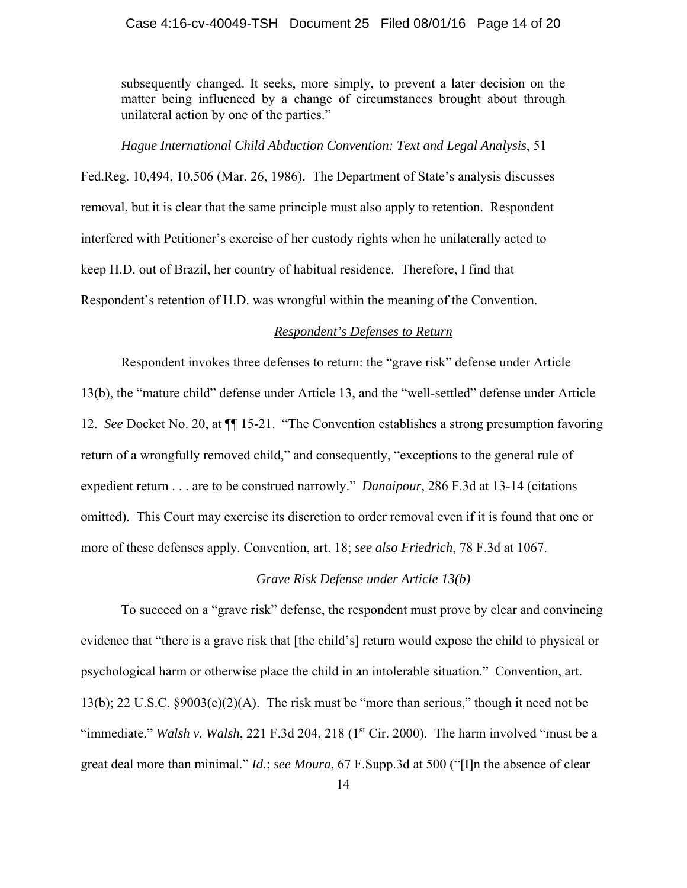> subsequently changed. It seeks, more simply, to prevent a later decision on the matter being influenced by a change of circumstances brought about through unilateral action by one of the parties."

*Hague International Child Abduction Convention: Text and Legal Analysis*, 51 Fed.Reg. 10,494, 10,506 (Mar. 26, 1986). The Department of State's analysis discusses removal, but it is clear that the same principle must also apply to retention. Respondent interfered with Petitioner's exercise of her custody rights when he unilaterally acted to keep H.D. out of Brazil, her country of habitual residence. Therefore, I find that Respondent's retention of H.D. was wrongful within the meaning of the Convention.

## *Respondent's Defenses to Return*

Respondent invokes three defenses to return: the "grave risk" defense under Article 13(b), the "mature child" defense under Article 13, and the "well-settled" defense under Article 12. *See* Docket No. 20, at ¶¶ 15-21. "The Convention establishes a strong presumption favoring return of a wrongfully removed child," and consequently, "exceptions to the general rule of expedient return . . . are to be construed narrowly." *Danaipour*, 286 F.3d at 13-14 (citations omitted). This Court may exercise its discretion to order removal even if it is found that one or more of these defenses apply. Convention, art. 18; *see also Friedrich*, 78 F.3d at 1067.

### *Grave Risk Defense under Article 13(b)*

To succeed on a "grave risk" defense, the respondent must prove by clear and convincing evidence that "there is a grave risk that [the child's] return would expose the child to physical or psychological harm or otherwise place the child in an intolerable situation." Convention, art. 13(b); 22 U.S.C. §9003(e)(2)(A). The risk must be "more than serious," though it need not be "immediate." *Walsh v. Walsh*, 221 F.3d 204, 218 (1st Cir. 2000). The harm involved "must be a great deal more than minimal." *Id.*; *see Moura*, 67 F.Supp.3d at 500 ("[I]n the absence of clear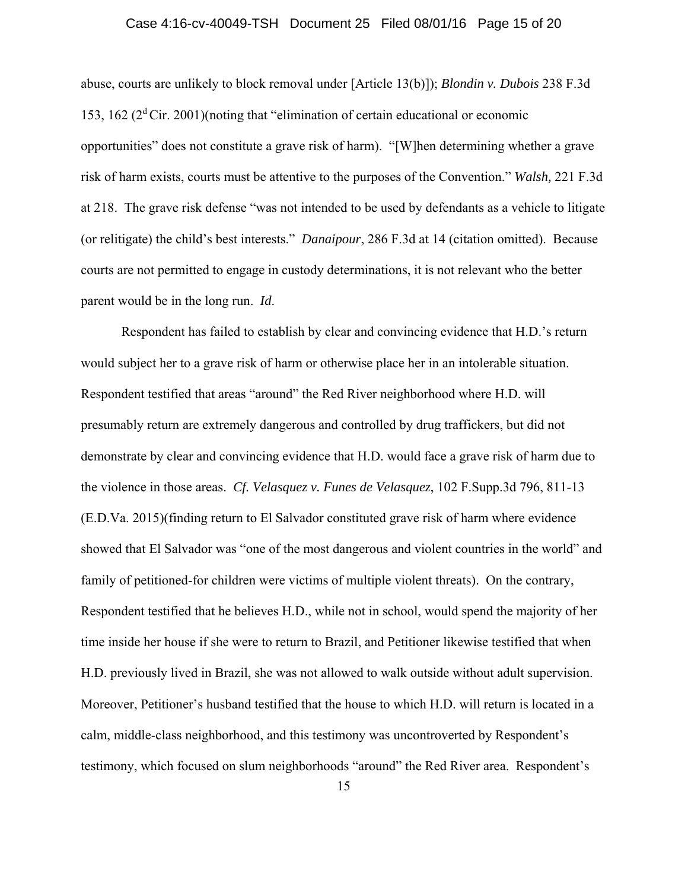abuse, courts are unlikely to block removal under [Article 13(b)]); *Blondin v. Dubois* 238 F.3d 153, 162 (2[d] Cir. 2001)(noting that "elimination of certain educational or economic opportunities" does not constitute a grave risk of harm). "[W]hen determining whether a grave risk of harm exists, courts must be attentive to the purposes of the Convention." *Walsh,* 221 F.3d at 218. The grave risk defense "was not intended to be used by defendants as a vehicle to litigate (or relitigate) the child's best interests." *Danaipour*, 286 F.3d at 14 (citation omitted). Because courts are not permitted to engage in custody determinations, it is not relevant who the better parent would be in the long run. *Id*.

Respondent has failed to establish by clear and convincing evidence that H.D.'s return would subject her to a grave risk of harm or otherwise place her in an intolerable situation. Respondent testified that areas "around" the Red River neighborhood where H.D. will presumably return are extremely dangerous and controlled by drug traffickers, but did not demonstrate by clear and convincing evidence that H.D. would face a grave risk of harm due to the violence in those areas. *Cf. Velasquez v. Funes de Velasquez*, 102 F.Supp.3d 796, 811-13 (E.D.Va. 2015)(finding return to El Salvador constituted grave risk of harm where evidence showed that El Salvador was "one of the most dangerous and violent countries in the world" and family of petitioned-for children were victims of multiple violent threats). On the contrary, Respondent testified that he believes H.D., while not in school, would spend the majority of her time inside her house if she were to return to Brazil, and Petitioner likewise testified that when H.D. previously lived in Brazil, she was not allowed to walk outside without adult supervision. Moreover, Petitioner's husband testified that the house to which H.D. will return is located in a calm, middle-class neighborhood, and this testimony was uncontroverted by Respondent's testimony, which focused on slum neighborhoods "around" the Red River area. Respondent's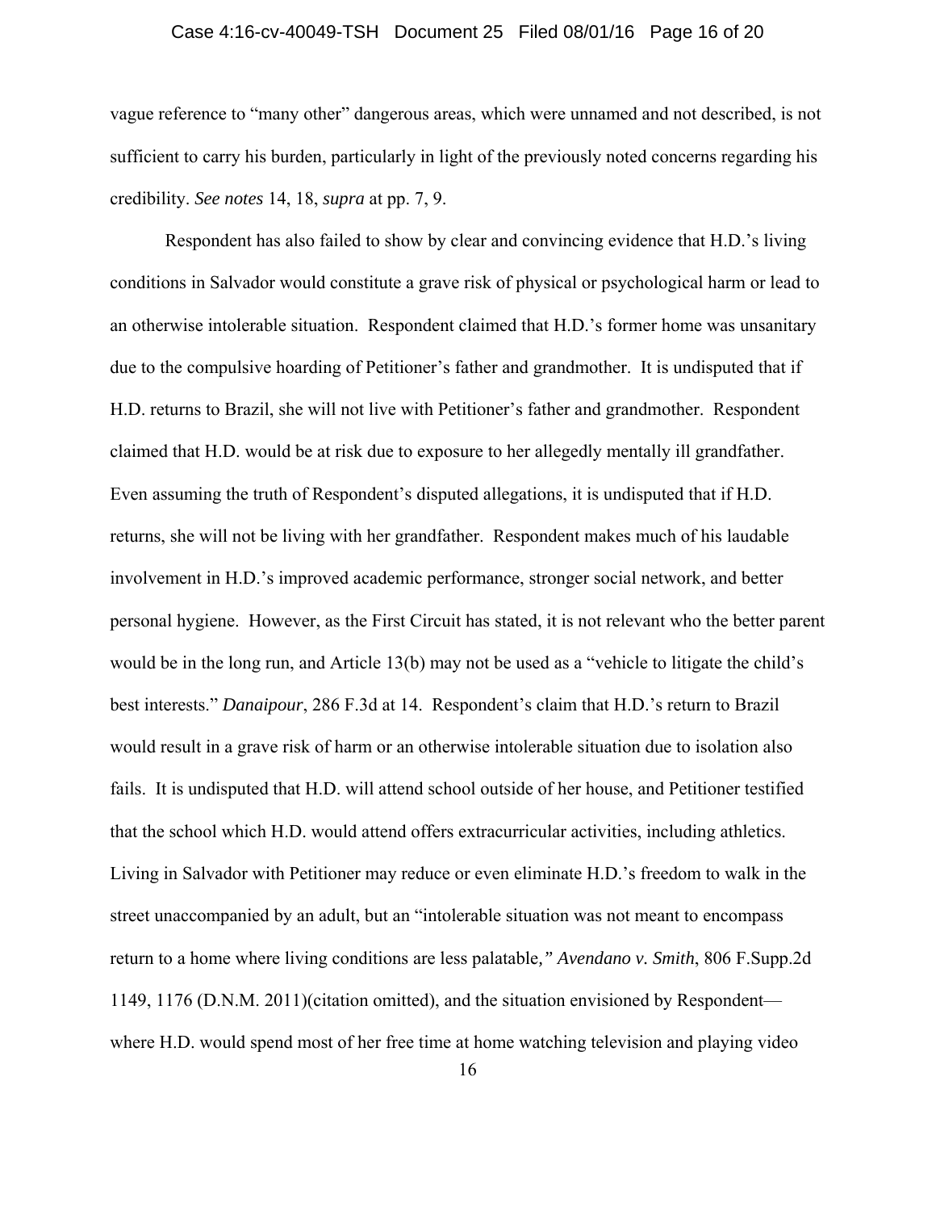vague reference to "many other" dangerous areas, which were unnamed and not described, is not sufficient to carry his burden, particularly in light of the previously noted concerns regarding his credibility. *See notes* 14, 18, *supra* at pp. 7, 9.

Respondent has also failed to show by clear and convincing evidence that H.D.'s living conditions in Salvador would constitute a grave risk of physical or psychological harm or lead to an otherwise intolerable situation. Respondent claimed that H.D.'s former home was unsanitary due to the compulsive hoarding of Petitioner's father and grandmother. It is undisputed that if H.D. returns to Brazil, she will not live with Petitioner's father and grandmother. Respondent claimed that H.D. would be at risk due to exposure to her allegedly mentally ill grandfather. Even assuming the truth of Respondent's disputed allegations, it is undisputed that if H.D. returns, she will not be living with her grandfather. Respondent makes much of his laudable involvement in H.D.'s improved academic performance, stronger social network, and better personal hygiene. However, as the First Circuit has stated, it is not relevant who the better parent would be in the long run, and Article 13(b) may not be used as a "vehicle to litigate the child's best interests." *Danaipour*, 286 F.3d at 14. Respondent's claim that H.D.'s return to Brazil would result in a grave risk of harm or an otherwise intolerable situation due to isolation also fails. It is undisputed that H.D. will attend school outside of her house, and Petitioner testified that the school which H.D. would attend offers extracurricular activities, including athletics. Living in Salvador with Petitioner may reduce or even eliminate H.D.'s freedom to walk in the street unaccompanied by an adult, but an "intolerable situation was not meant to encompass return to a home where living conditions are less palatable*," Avendano v. Smith*, 806 F.Supp.2d 1149, 1176 (D.N.M. 2011)(citation omitted), and the situation envisioned by Respondent—where H.D. would spend most of her free time at home watching television and playing video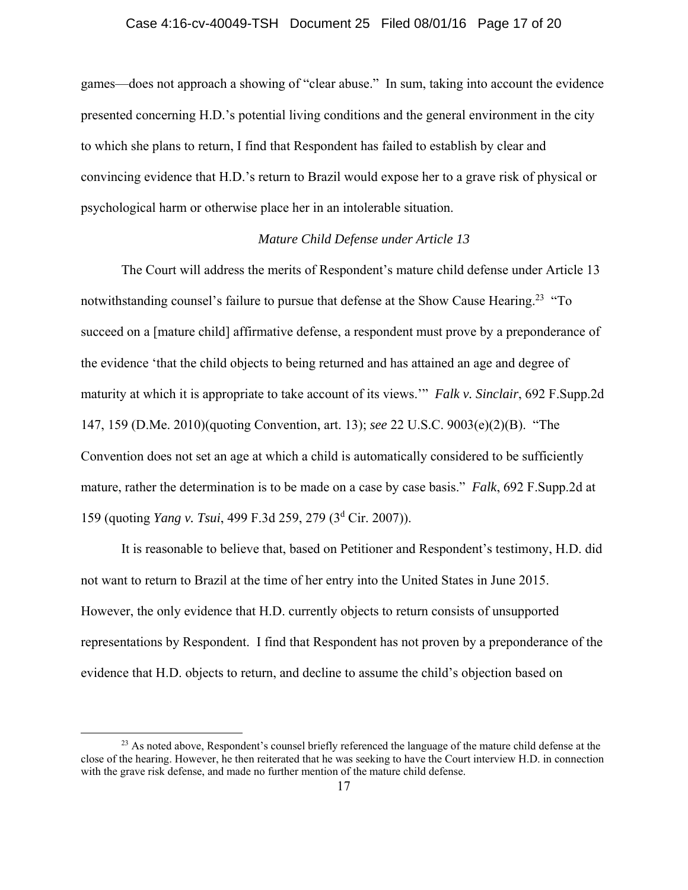games—does not approach a showing of "clear abuse." In sum, taking into account the evidence presented concerning H.D.'s potential living conditions and the general environment in the city to which she plans to return, I find that Respondent has failed to establish by clear and convincing evidence that H.D.'s return to Brazil would expose her to a grave risk of physical or psychological harm or otherwise place her in an intolerable situation.

*Mature Child Defense under Article 13*

The Court will address the merits of Respondent's mature child defense under Article 13 notwithstanding counsel's failure to pursue that defense at the Show Cause Hearing.[23] "To succeed on a [mature child] affirmative defense, a respondent must prove by a preponderance of the evidence 'that the child objects to being returned and has attained an age and degree of maturity at which it is appropriate to take account of its views.'" *Falk v. Sinclair*, 692 F.Supp.2d 147, 159 (D.Me. 2010)(quoting Convention, art. 13); *see* 22 U.S.C. 9003(e)(2)(B). "The Convention does not set an age at which a child is automatically considered to be sufficiently mature, rather the determination is to be made on a case by case basis." *Falk*, 692 F.Supp.2d at 159 (quoting *Yang v. Tsui*, 499 F.3d 259, 279 (3d Cir. 2007)).

It is reasonable to believe that, based on Petitioner and Respondent's testimony, H.D. did not want to return to Brazil at the time of her entry into the United States in June 2015. However, the only evidence that H.D. currently objects to return consists of unsupported representations by Respondent. I find that Respondent has not proven by a preponderance of the evidence that H.D. objects to return, and decline to assume the child's objection based on

[23] As noted above, Respondent's counsel briefly referenced the language of the mature child defense at the close of the hearing. However, he then reiterated that he was seeking to have the Court interview H.D. in connection with the grave risk defense, and made no further mention of the mature child defense.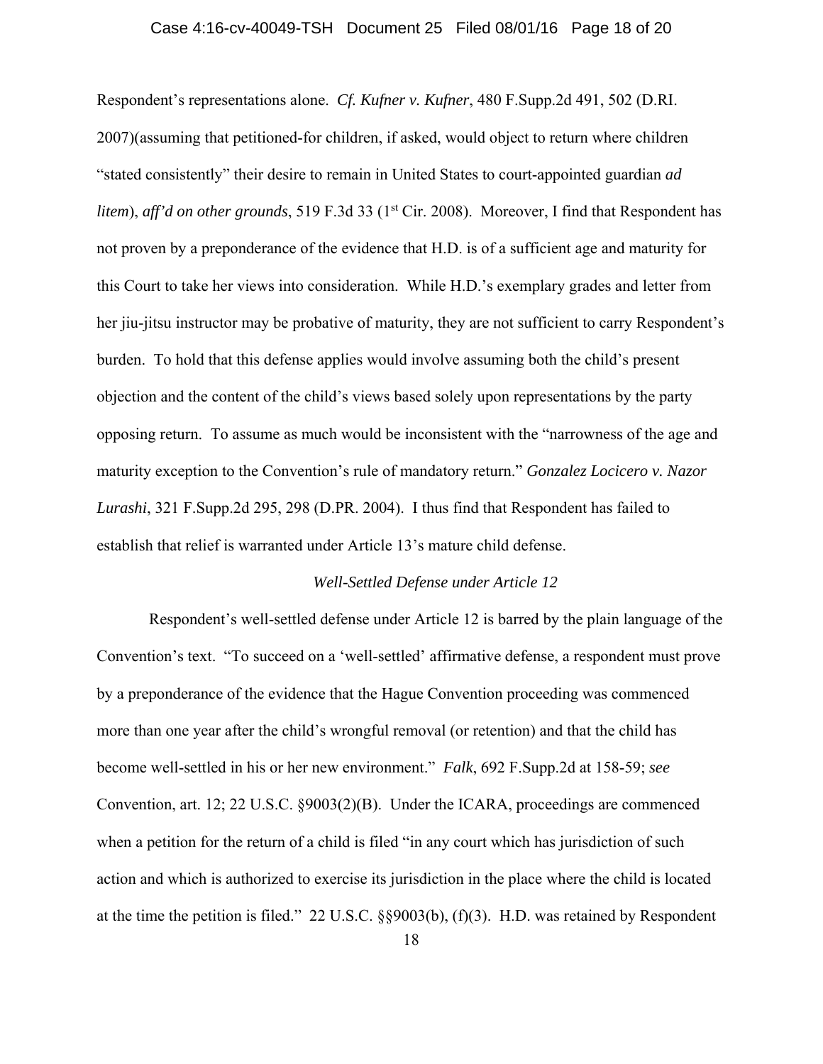Respondent's representations alone. *Cf. Kufner v. Kufner*, 480 F.Supp.2d 491, 502 (D.RI. 2007)(assuming that petitioned-for children, if asked, would object to return where children "stated consistently" their desire to remain in United States to court-appointed guardian *ad litem*), *aff'd on other grounds*, 519 F.3d 33 (1st Cir. 2008). Moreover, I find that Respondent has not proven by a preponderance of the evidence that H.D. is of a sufficient age and maturity for this Court to take her views into consideration. While H.D.'s exemplary grades and letter from her jiu-jitsu instructor may be probative of maturity, they are not sufficient to carry Respondent's burden. To hold that this defense applies would involve assuming both the child's present objection and the content of the child's views based solely upon representations by the party opposing return. To assume as much would be inconsistent with the "narrowness of the age and maturity exception to the Convention's rule of mandatory return." *Gonzalez Locicero v. Nazor Lurashi*, 321 F.Supp.2d 295, 298 (D.PR. 2004). I thus find that Respondent has failed to establish that relief is warranted under Article 13's mature child defense.

*Well-Settled Defense under Article 12*

Respondent's well-settled defense under Article 12 is barred by the plain language of the Convention's text. "To succeed on a 'well-settled' affirmative defense, a respondent must prove by a preponderance of the evidence that the Hague Convention proceeding was commenced more than one year after the child's wrongful removal (or retention) and that the child has become well-settled in his or her new environment." *Falk*, 692 F.Supp.2d at 158-59; *see* Convention, art. 12; 22 U.S.C. §9003(2)(B). Under the ICARA, proceedings are commenced when a petition for the return of a child is filed "in any court which has jurisdiction of such action and which is authorized to exercise its jurisdiction in the place where the child is located at the time the petition is filed." 22 U.S.C. §§9003(b), (f)(3). H.D. was retained by Respondent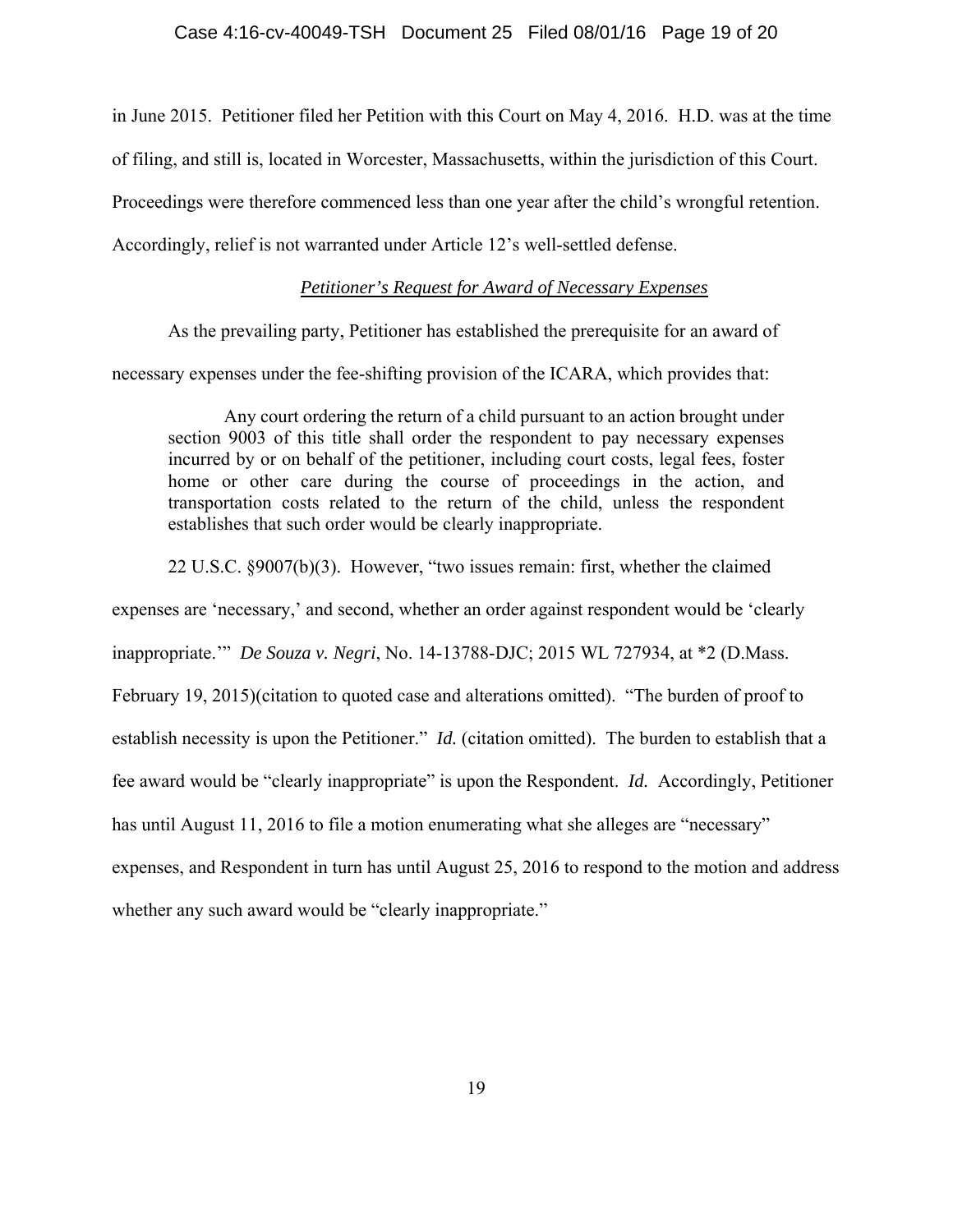in June 2015. Petitioner filed her Petition with this Court on May 4, 2016. H.D. was at the time of filing, and still is, located in Worcester, Massachusetts, within the jurisdiction of this Court. Proceedings were therefore commenced less than one year after the child's wrongful retention. Accordingly, relief is not warranted under Article 12's well-settled defense.

*<u>Petitioner's Request for Award of Necessary Expenses</u>*

As the prevailing party, Petitioner has established the prerequisite for an award of necessary expenses under the fee-shifting provision of the ICARA, which provides that:

> Any court ordering the return of a child pursuant to an action brought under section 9003 of this title shall order the respondent to pay necessary expenses incurred by or on behalf of the petitioner, including court costs, legal fees, foster home or other care during the course of proceedings in the action, and transportation costs related to the return of the child, unless the respondent establishes that such order would be clearly inappropriate.

22 U.S.C. §9007(b)(3). However, "two issues remain: first, whether the claimed expenses are 'necessary,' and second, whether an order against respondent would be 'clearly inappropriate.'" *De Souza v. Negri*, No. 14-13788-DJC; 2015 WL 727934, at *2 (D.Mass. February 19, 2015)(citation to quoted case and alterations omitted). "The burden of proof to establish necessity is upon the Petitioner." *Id.* (citation omitted). The burden to establish that a fee award would be "clearly inappropriate" is upon the Respondent. *Id.* Accordingly, Petitioner has until August 11, 2016 to file a motion enumerating what she alleges are "necessary" expenses, and Respondent in turn has until August 25, 2016 to respond to the motion and address whether any such award would be "clearly inappropriate."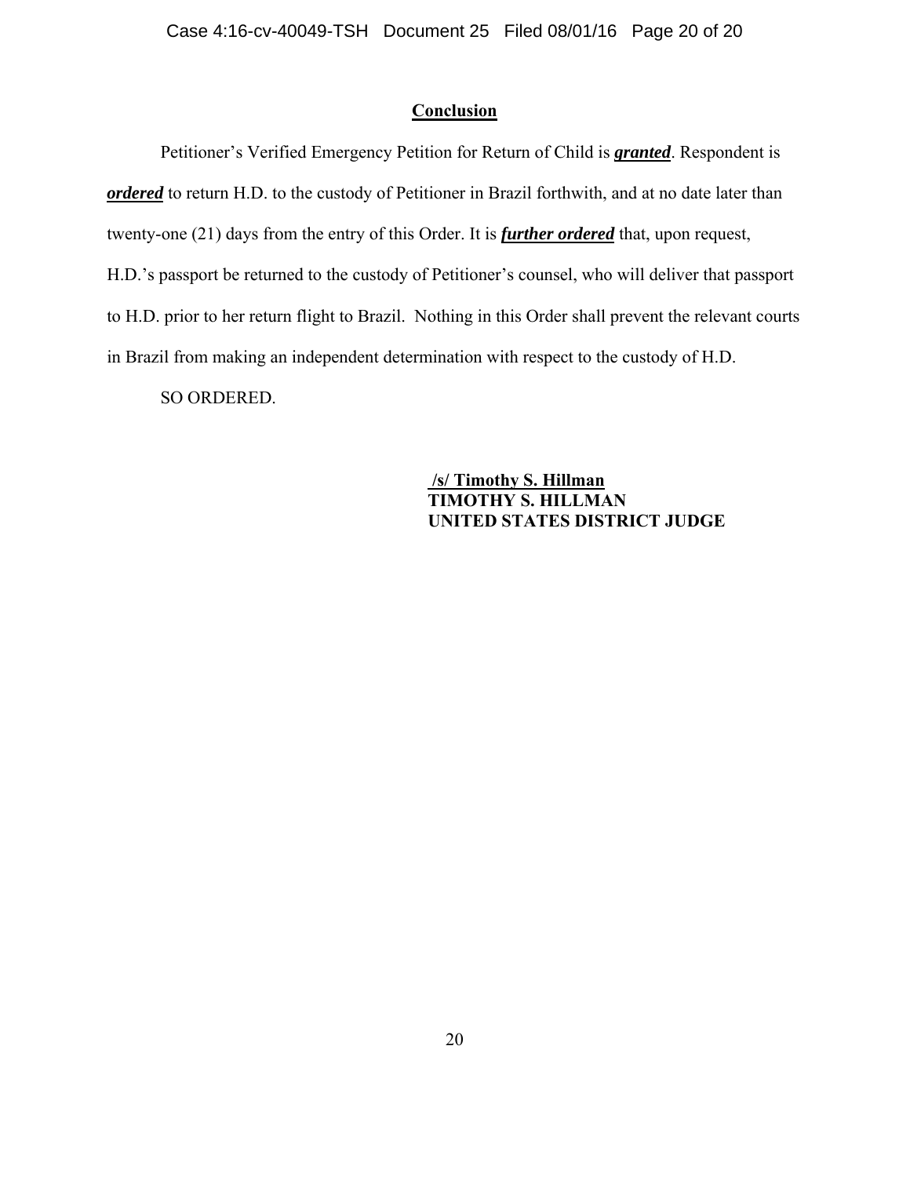## Conclusion

Petitioner's Verified Emergency Petition for Return of Child is ***granted***. Respondent is ***ordered*** to return H.D. to the custody of Petitioner in Brazil forthwith, and at no date later than twenty-one (21) days from the entry of this Order. It is ***further ordered*** that, upon request, H.D.'s passport be returned to the custody of Petitioner's counsel, who will deliver that passport to H.D. prior to her return flight to Brazil. Nothing in this Order shall prevent the relevant courts in Brazil from making an independent determination with respect to the custody of H.D.

SO ORDERED.

**/s/ Timothy S. Hillman**
**TIMOTHY S. HILLMAN**
**UNITED STATES DISTRICT JUDGE**